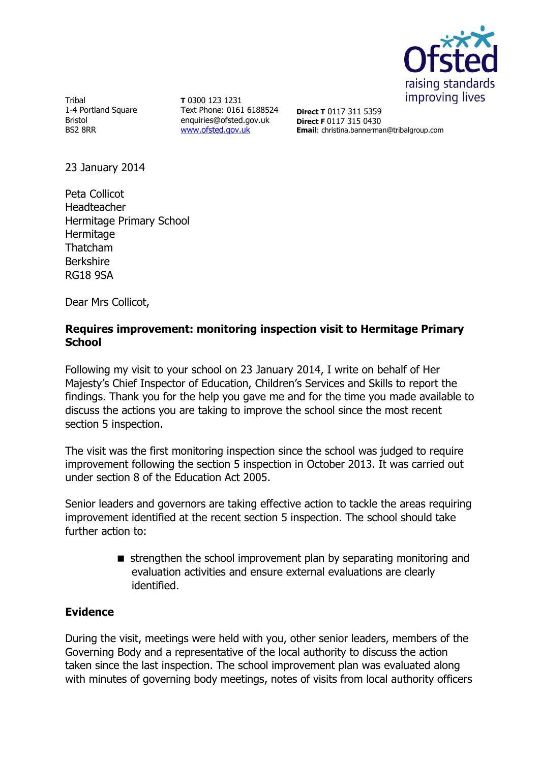Ofsted
raising standards
improving lives

Tribal
1-4 Portland Square
Bristol
BS2 8RR

**T** 0300 123 1231
Text Phone: 0161 6188524
enquiries@ofsted.gov.uk
www.ofsted.gov.uk

**Direct T** 0117 311 5359
**Direct F** 0117 315 0430
**Email**: christina.bannerman@tribalgroup.com

23 January 2014

Peta Collicot
Headteacher
Hermitage Primary School
Hermitage
Thatcham
Berkshire
RG18 9SA

Dear Mrs Collicot,

**Requires improvement: monitoring inspection visit to Hermitage Primary School**

Following my visit to your school on 23 January 2014, I write on behalf of Her Majesty's Chief Inspector of Education, Children's Services and Skills to report the findings. Thank you for the help you gave me and for the time you made available to discuss the actions you are taking to improve the school since the most recent section 5 inspection.

The visit was the first monitoring inspection since the school was judged to require improvement following the section 5 inspection in October 2013. It was carried out under section 8 of the Education Act 2005.

Senior leaders and governors are taking effective action to tackle the areas requiring improvement identified at the recent section 5 inspection. The school should take further action to:

- strengthen the school improvement plan by separating monitoring and evaluation activities and ensure external evaluations are clearly identified.

**Evidence**

During the visit, meetings were held with you, other senior leaders, members of the Governing Body and a representative of the local authority to discuss the action taken since the last inspection. The school improvement plan was evaluated along with minutes of governing body meetings, notes of visits from local authority officers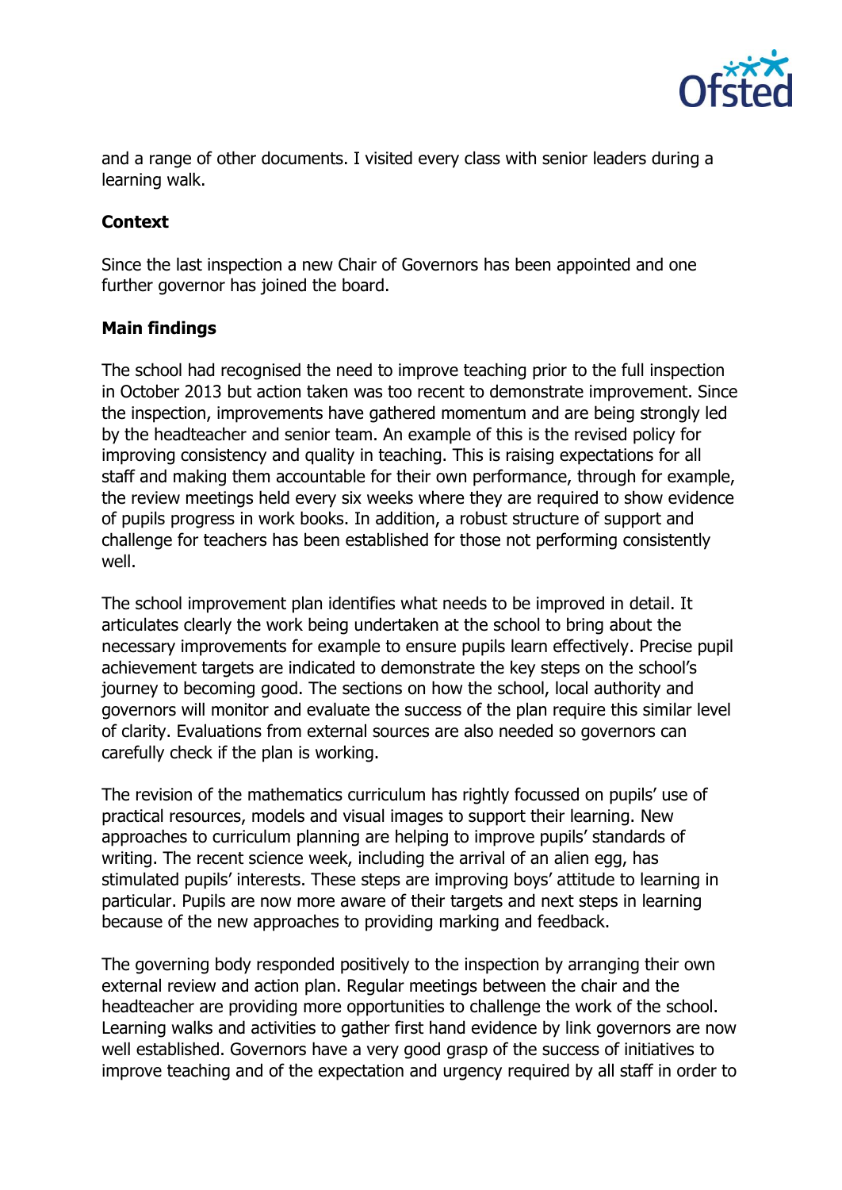and a range of other documents. I visited every class with senior leaders during a learning walk.

**Context**

Since the last inspection a new Chair of Governors has been appointed and one further governor has joined the board.

**Main findings**

The school had recognised the need to improve teaching prior to the full inspection in October 2013 but action taken was too recent to demonstrate improvement. Since the inspection, improvements have gathered momentum and are being strongly led by the headteacher and senior team. An example of this is the revised policy for improving consistency and quality in teaching. This is raising expectations for all staff and making them accountable for their own performance, through for example, the review meetings held every six weeks where they are required to show evidence of pupils progress in work books. In addition, a robust structure of support and challenge for teachers has been established for those not performing consistently well.

The school improvement plan identifies what needs to be improved in detail. It articulates clearly the work being undertaken at the school to bring about the necessary improvements for example to ensure pupils learn effectively. Precise pupil achievement targets are indicated to demonstrate the key steps on the school's journey to becoming good. The sections on how the school, local authority and governors will monitor and evaluate the success of the plan require this similar level of clarity. Evaluations from external sources are also needed so governors can carefully check if the plan is working.

The revision of the mathematics curriculum has rightly focussed on pupils' use of practical resources, models and visual images to support their learning. New approaches to curriculum planning are helping to improve pupils' standards of writing. The recent science week, including the arrival of an alien egg, has stimulated pupils' interests. These steps are improving boys' attitude to learning in particular. Pupils are now more aware of their targets and next steps in learning because of the new approaches to providing marking and feedback.

The governing body responded positively to the inspection by arranging their own external review and action plan. Regular meetings between the chair and the headteacher are providing more opportunities to challenge the work of the school. Learning walks and activities to gather first hand evidence by link governors are now well established. Governors have a very good grasp of the success of initiatives to improve teaching and of the expectation and urgency required by all staff in order to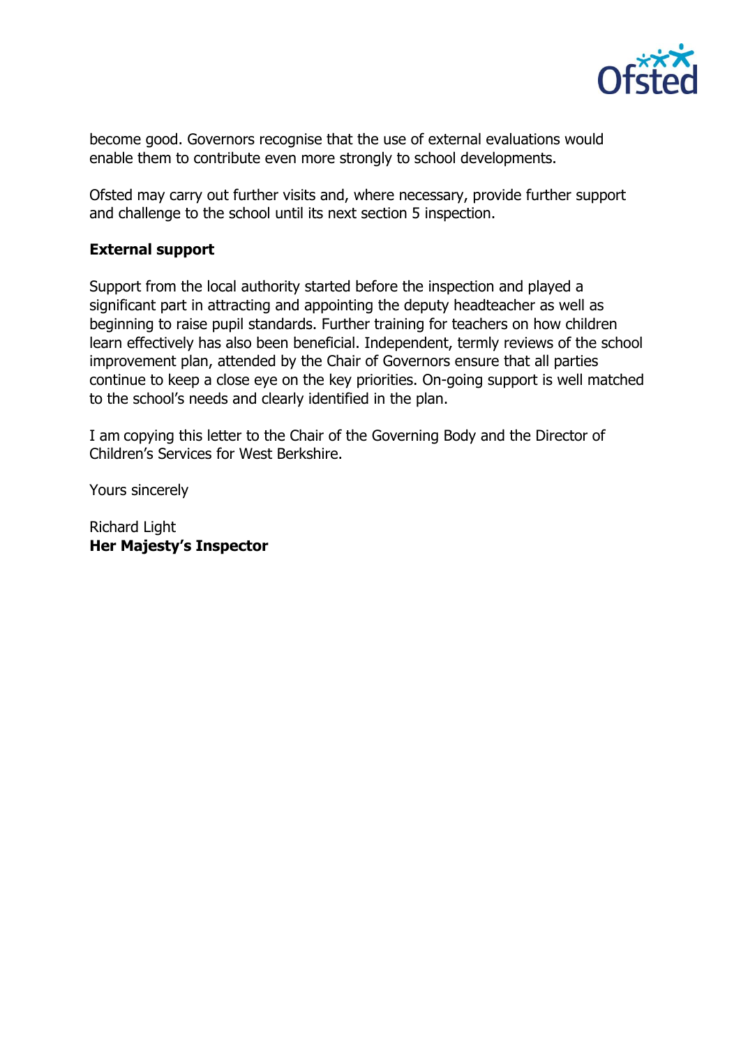become good. Governors recognise that the use of external evaluations would enable them to contribute even more strongly to school developments.

Ofsted may carry out further visits and, where necessary, provide further support and challenge to the school until its next section 5 inspection.

**External support**

Support from the local authority started before the inspection and played a significant part in attracting and appointing the deputy headteacher as well as beginning to raise pupil standards. Further training for teachers on how children learn effectively has also been beneficial. Independent, termly reviews of the school improvement plan, attended by the Chair of Governors ensure that all parties continue to keep a close eye on the key priorities. On-going support is well matched to the school's needs and clearly identified in the plan.

I am copying this letter to the Chair of the Governing Body and the Director of Children's Services for West Berkshire.

Yours sincerely

Richard Light
**Her Majesty's Inspector**